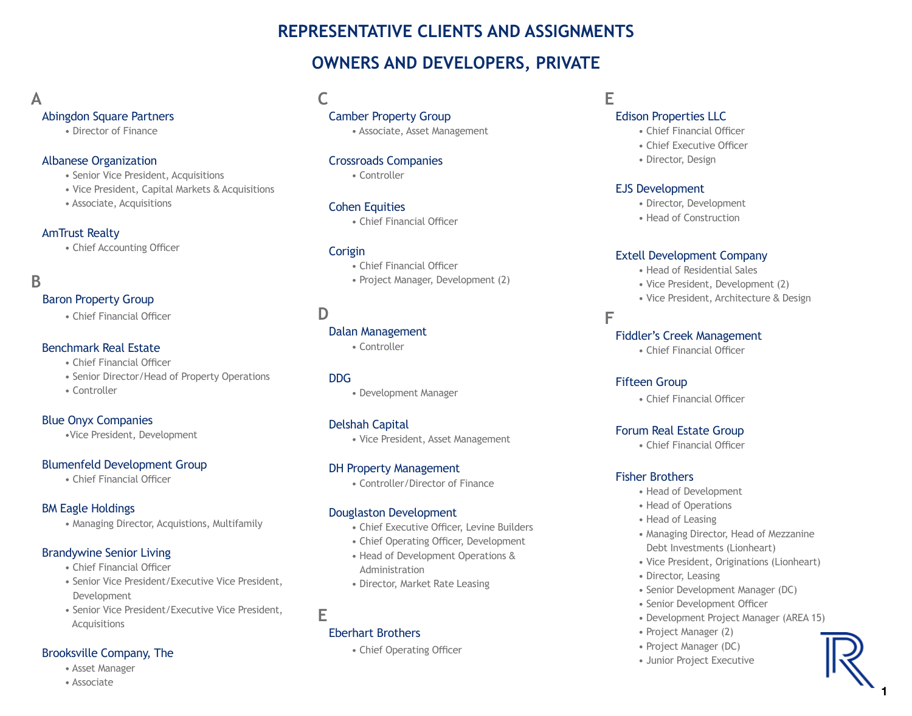# REPRESENTATIVE CLIENTS AND ASSIGNMENTS

## OWNERS AND DEVELOPERS, PRIVATE

### A

**Abingdon Square Partners**
- Director of Finance

**Albanese Organization**
- Senior Vice President, Acquisitions
- Vice President, Capital Markets & Acquisitions
- Associate, Acquisitions

**AmTrust Realty**
- Chief Accounting Officer

### B

**Baron Property Group**
- Chief Financial Officer

**Benchmark Real Estate**
- Chief Financial Officer
- Senior Director/Head of Property Operations
- Controller

**Blue Onyx Companies**
- Vice President, Development

**Blumenfeld Development Group**
- Chief Financial Officer

**BM Eagle Holdings**
- Managing Director, Acquistions, Multifamily

**Brandywine Senior Living**
- Chief Financial Officer
- Senior Vice President/Executive Vice President, Development
- Senior Vice President/Executive Vice President, Acquisitions

**Brooksville Company, The**
- Asset Manager
- Associate

### C

**Camber Property Group**
- Associate, Asset Management

**Crossroads Companies**
- Controller

**Cohen Equities**
- Chief Financial Officer

**Corigin**
- Chief Financial Officer
- Project Manager, Development (2)

### D

**Dalan Management**
- Controller

**DDG**
- Development Manager

**Delshah Capital**
- Vice President, Asset Management

**DH Property Management**
- Controller/Director of Finance

**Douglaston Development**
- Chief Executive Officer, Levine Builders
- Chief Operating Officer, Development
- Head of Development Operations & Administration
- Director, Market Rate Leasing

### E

**Eberhart Brothers**
- Chief Operating Officer

**Edison Properties LLC**
- Chief Financial Officer
- Chief Executive Officer
- Director, Design

**EJS Development**
- Director, Development
- Head of Construction

**Extell Development Company**
- Head of Residential Sales
- Vice President, Development (2)
- Vice President, Architecture & Design

### F

**Fiddler's Creek Management**
- Chief Financial Officer

**Fifteen Group**
- Chief Financial Officer

**Forum Real Estate Group**
- Chief Financial Officer

**Fisher Brothers**
- Head of Development
- Head of Operations
- Head of Leasing
- Managing Director, Head of Mezzanine Debt Investments (Lionheart)
- Vice President, Originations (Lionheart)
- Director, Leasing
- Senior Development Manager (DC)
- Senior Development Officer
- Development Project Manager (AREA 15)
- Project Manager (2)
- Project Manager (DC)
- Junior Project Executive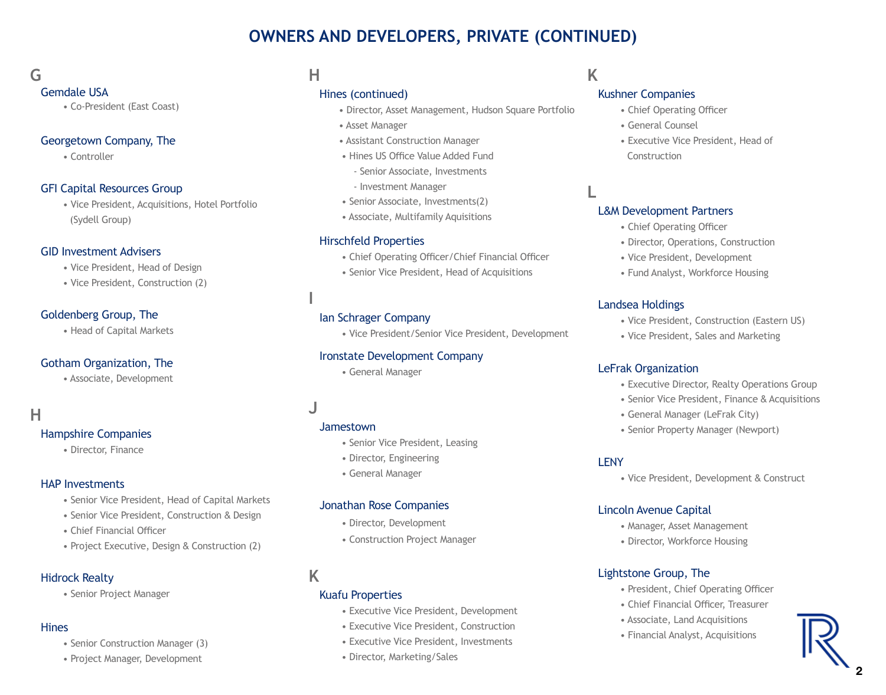# OWNERS AND DEVELOPERS, PRIVATE (CONTINUED)

## G

### Gemdale USA
- Co-President (East Coast)

### Georgetown Company, The
- Controller

### GFI Capital Resources Group
- Vice President, Acquisitions, Hotel Portfolio (Sydell Group)

### GID Investment Advisers
- Vice President, Head of Design
- Vice President, Construction (2)

### Goldenberg Group, The
- Head of Capital Markets

### Gotham Organization, The
- Associate, Development

## H

### Hampshire Companies
- Director, Finance

### HAP Investments
- Senior Vice President, Head of Capital Markets
- Senior Vice President, Construction & Design
- Chief Financial Officer
- Project Executive, Design & Construction (2)

### Hidrock Realty
- Senior Project Manager

### Hines
- Senior Construction Manager (3)
- Project Manager, Development

## H

### Hines (continued)
- Director, Asset Management, Hudson Square Portfolio
- Asset Manager
- Assistant Construction Manager
- Hines US Office Value Added Fund
  - Senior Associate, Investments
  - Investment Manager
- Senior Associate, Investments(2)
- Associate, Multifamily Auisitions

### Hirschfeld Properties
- Chief Operating Officer/Chief Financial Officer
- Senior Vice President, Head of Acquisitions

## I

### Ian Schrager Company
- Vice President/Senior Vice President, Development

### Ironstate Development Company
- General Manager

## J

### Jamestown
- Senior Vice President, Leasing
- Director, Engineering
- General Manager

### Jonathan Rose Companies
- Director, Development
- Construction Project Manager

## K

### Kuafu Properties
- Executive Vice President, Development
- Executive Vice President, Construction
- Executive Vice President, Investments
- Director, Marketing/Sales

## K

### Kushner Companies
- Chief Operating Officer
- General Counsel
- Executive Vice President, Head of Construction

## L

### L&M Development Partners
- Chief Operating Officer
- Director, Operations, Construction
- Vice President, Development
- Fund Analyst, Workforce Housing

### Landsea Holdings
- Vice President, Construction (Eastern US)
- Vice President, Sales and Marketing

### LeFrak Organization
- Executive Director, Realty Operations Group
- Senior Vice President, Finance & Acquisitions
- General Manager (LeFrak City)
- Senior Property Manager (Newport)

### LENY
- Vice President, Development & Construct

### Lincoln Avenue Capital
- Manager, Asset Management
- Director, Workforce Housing

### Lightstone Group, The
- President, Chief Operating Officer
- Chief Financial Officer, Treasurer
- Associate, Land Acquisitions
- Financial Analyst, Acquisitions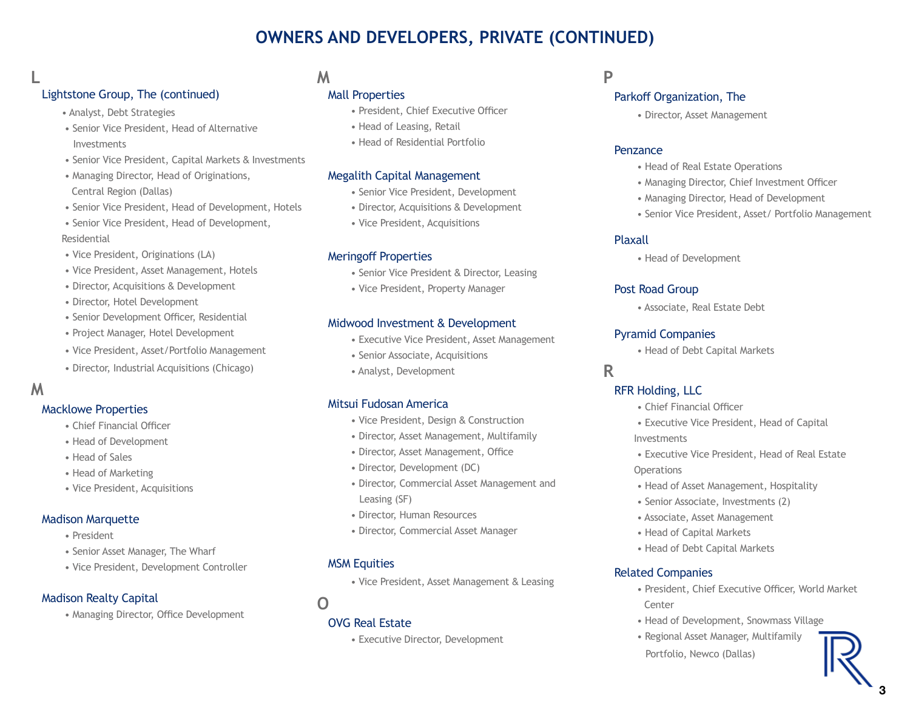# OWNERS AND DEVELOPERS, PRIVATE (CONTINUED)

## L

### Lightstone Group, The (continued)

- Analyst, Debt Strategies
- Senior Vice President, Head of Alternative Investments
- Senior Vice President, Capital Markets & Investments
- Managing Director, Head of Originations, Central Region (Dallas)
- Senior Vice President, Head of Development, Hotels
- Senior Vice President, Head of Development, Residential
- Vice President, Originations (LA)
- Vice President, Asset Management, Hotels
- Director, Acquisitions & Development
- Director, Hotel Development
- Senior Development Officer, Residential
- Project Manager, Hotel Development
- Vice President, Asset/Portfolio Management
- Director, Industrial Acquisitions (Chicago)

## M

### Macklowe Properties

- Chief Financial Officer
- Head of Development
- Head of Sales
- Head of Marketing
- Vice President, Acquisitions

### Madison Marquette

- President
- Senior Asset Manager, The Wharf
- Vice President, Development Controller

### Madison Realty Capital

- Managing Director, Office Development

### Mall Properties

- President, Chief Executive Officer
- Head of Leasing, Retail
- Head of Residential Portfolio

### Megalith Capital Management

- Senior Vice President, Development
- Director, Acquisitions & Development
- Vice President, Acquisitions

### Meringoff Properties

- Senior Vice President & Director, Leasing
- Vice President, Property Manager

### Midwood Investment & Development

- Executive Vice President, Asset Management
- Senior Associate, Acquisitions
- Analyst, Development

### Mitsui Fudosan America

- Vice President, Design & Construction
- Director, Asset Management, Multifamily
- Director, Asset Management, Office
- Director, Development (DC)
- Director, Commercial Asset Management and Leasing (SF)
- Director, Human Resources
- Director, Commercial Asset Manager

### MSM Equities

- Vice President, Asset Management & Leasing

## O

### OVG Real Estate

- Executive Director, Development

## P

### Parkoff Organization, The

- Director, Asset Management

### Penzance

- Head of Real Estate Operations
- Managing Director, Chief Investment Officer
- Managing Director, Head of Development
- Senior Vice President, Asset/ Portfolio Management

### Plaxall

- Head of Development

### Post Road Group

- Associate, Real Estate Debt

### Pyramid Companies

- Head of Debt Capital Markets

## R

### RFR Holding, LLC

- Chief Financial Officer
- Executive Vice President, Head of Capital Investments
- Executive Vice President, Head of Real Estate Operations
- Head of Asset Management, Hospitality
- Senior Associate, Investments (2)
- Associate, Asset Management
- Head of Capital Markets
- Head of Debt Capital Markets

### Related Companies

- President, Chief Executive Officer, World Market Center
- Head of Development, Snowmass Village
- Regional Asset Manager, Multifamily Portfolio, Newco (Dallas)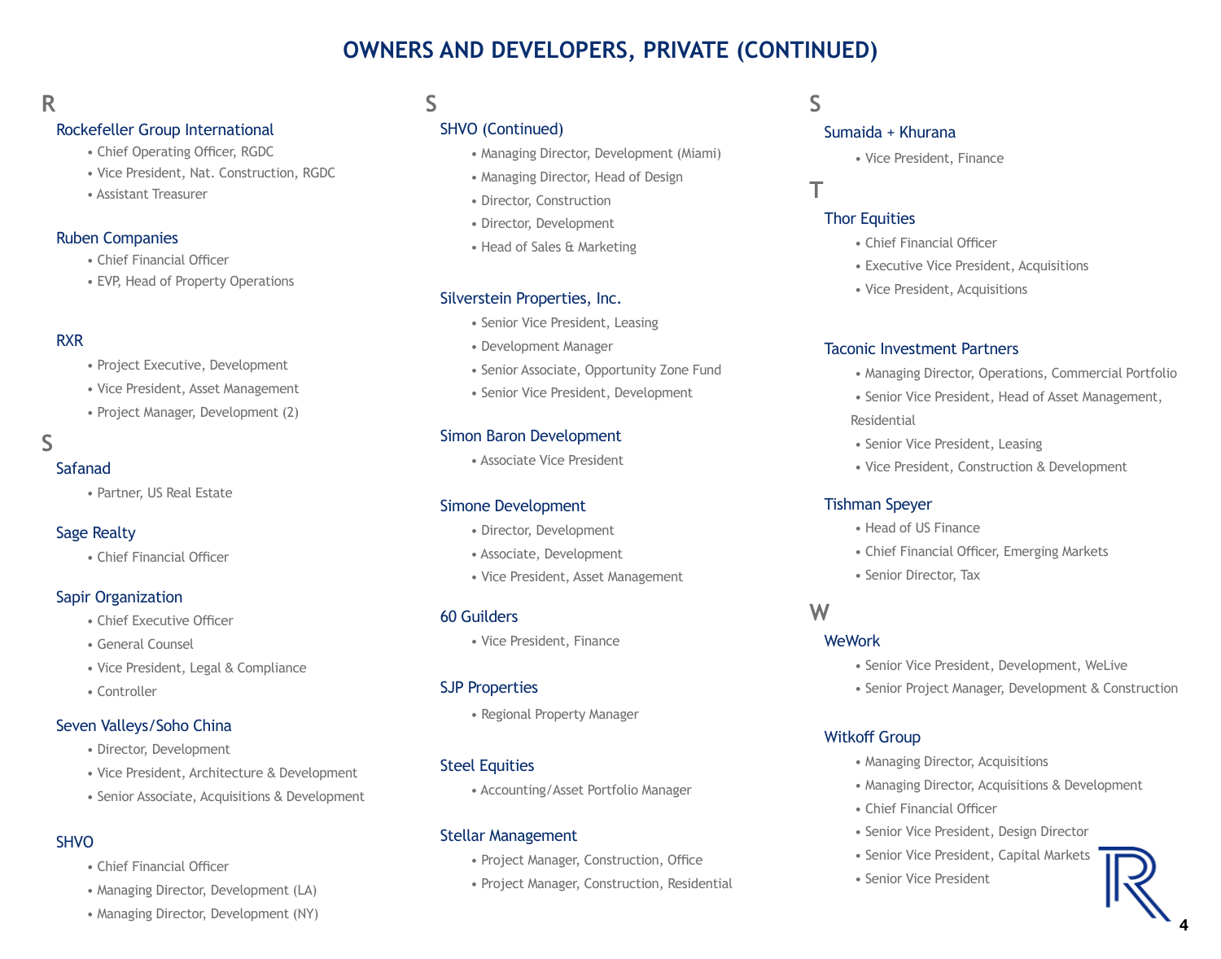# OWNERS AND DEVELOPERS, PRIVATE (CONTINUED)

## R

### Rockefeller Group International

- Chief Operating Officer, RGDC
- Vice President, Nat. Construction, RGDC
- Assistant Treasurer

### Ruben Companies

- Chief Financial Officer
- EVP, Head of Property Operations

### RXR

- Project Executive, Development
- Vice President, Asset Management
- Project Manager, Development (2)

## S

### Safanad

- Partner, US Real Estate

### Sage Realty

- Chief Financial Officer

### Sapir Organization

- Chief Executive Officer
- General Counsel
- Vice President, Legal & Compliance
- Controller

### Seven Valleys/Soho China

- Director, Development
- Vice President, Architecture & Development
- Senior Associate, Acquisitions & Development

### SHVO

- Chief Financial Officer
- Managing Director, Development (LA)
- Managing Director, Development (NY)

## S

### SHVO (Continued)

- Managing Director, Development (Miami)
- Managing Director, Head of Design
- Director, Construction
- Director, Development
- Head of Sales & Marketing

### Silverstein Properties, Inc.

- Senior Vice President, Leasing
- Development Manager
- Senior Associate, Opportunity Zone Fund
- Senior Vice President, Development

### Simon Baron Development

- Associate Vice President

### Simone Development

- Director, Development
- Associate, Development
- Vice President, Asset Management

### 60 Guilders

- Vice President, Finance

### SJP Properties

- Regional Property Manager

### Steel Equities

- Accounting/Asset Portfolio Manager

### Stellar Management

- Project Manager, Construction, Office
- Project Manager, Construction, Residential

## S

### Sumaida + Khurana

- Vice President, Finance

## T

### Thor Equities

- Chief Financial Officer
- Executive Vice President, Acquisitions
- Vice President, Acquisitions

### Taconic Investment Partners

- Managing Director, Operations, Commercial Portfolio
- Senior Vice President, Head of Asset Management, Residential
- Senior Vice President, Leasing
- Vice President, Construction & Development

### Tishman Speyer

- Head of US Finance
- Chief Financial Officer, Emerging Markets
- Senior Director, Tax

## W

### WeWork

- Senior Vice President, Development, WeLive
- Senior Project Manager, Development & Construction

### Witkoff Group

- Managing Director, Acquisitions
- Managing Director, Acquisitions & Development
- Chief Financial Officer
- Senior Vice President, Design Director
- Senior Vice President, Capital Markets
- Senior Vice President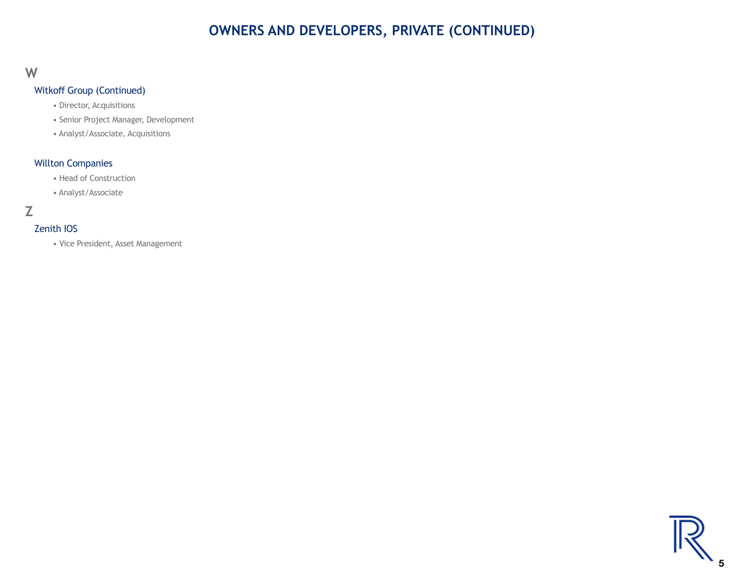# OWNERS AND DEVELOPERS, PRIVATE (CONTINUED)

## W

### Witkoff Group (Continued)

- Director, Acquisitions
- Senior Project Manager, Development
- Analyst/Associate, Acquisitions

### Willton Companies

- Head of Construction
- Analyst/Associate

## Z

### Zenith IOS

- Vice President, Asset Management